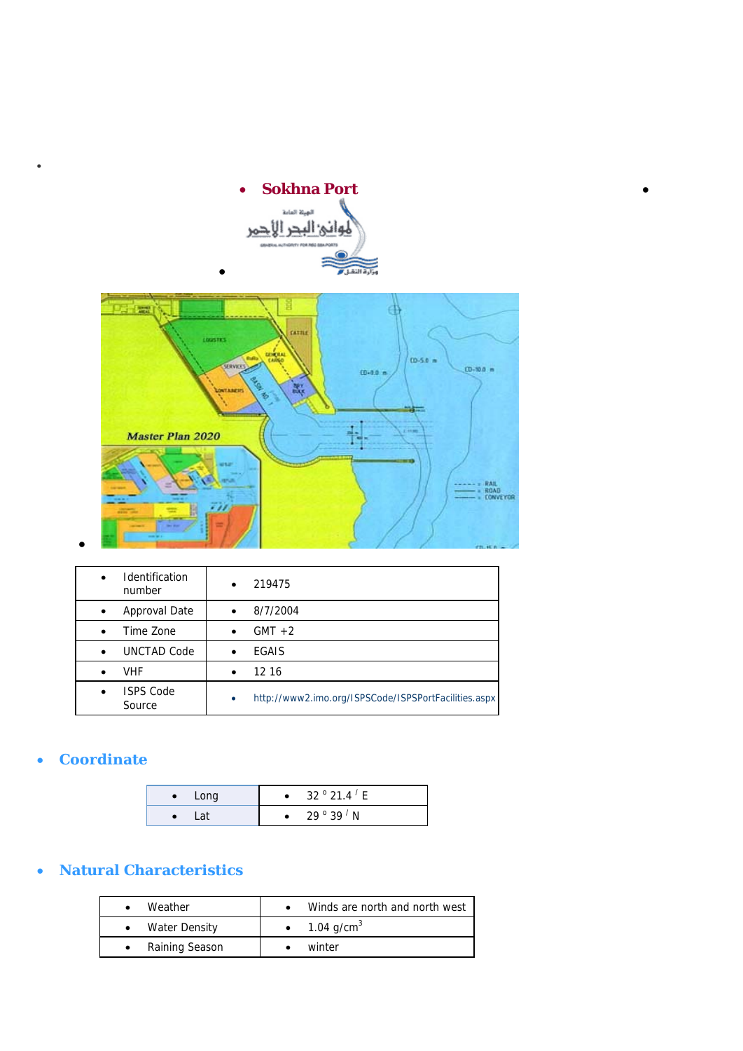# Sokhna Port

| | |
|---|---|
| Identification number | 219475 |
| Approval Date | 8/7/2004 |
| Time Zone | GMT +2 |
| UNCTAD Code | EGAIS |
| VHF | 12 16 |
| ISPS Code Source | http://www2.imo.org/ISPSCode/ISPSPortFacilities.aspx |

## Coordinate

| | |
|---|---|
| Long | 32 ° 21.4 ′ E |
| Lat | 29 ° 39 ′ N |

## Natural Characteristics

| | |
|---|---|
| Weather | Winds are north and north west |
| Water Density | 1.04 g/cm$^3$ |
| Raining Season | winter |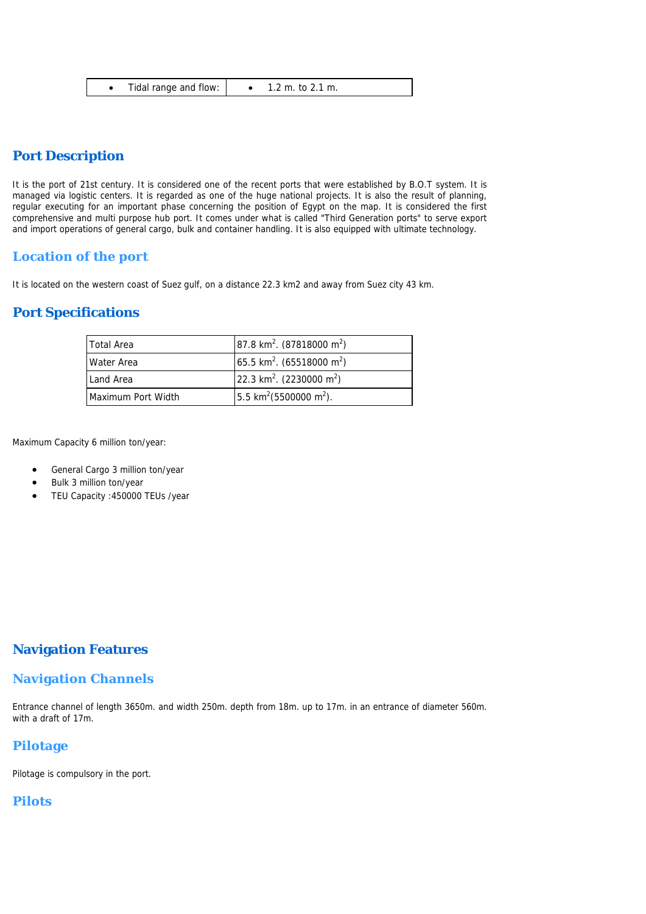| • Tidal range and flow: | • 1.2 m. to 2.1 m. |
|---|---|

## Port Description

It is the port of 21st century. It is considered one of the recent ports that were established by B.O.T system. It is managed via logistic centers. It is regarded as one of the huge national projects. It is also the result of planning, regular executing for an important phase concerning the position of Egypt on the map. It is considered the first comprehensive and multi purpose hub port. It comes under what is called "Third Generation ports" to serve export and import operations of general cargo, bulk and container handling. It is also equipped with ultimate technology.

### Location of the port

It is located on the western coast of Suez gulf, on a distance 22.3 km2 and away from Suez city 43 km.

## Port Specifications

| Total Area | 87.8 $km^2$. (87818000 $m^2$) |
|---|---|
| Water Area | 65.5 $km^2$. (65518000 $m^2$) |
| Land Area | 22.3 $km^2$. (2230000 $m^2$) |
| Maximum Port Width | 5.5 $km^2$(5500000 $m^2$). |

Maximum Capacity 6 million ton/year:

- General Cargo 3 million ton/year
- Bulk 3 million ton/year
- TEU Capacity :450000 TEUs /year

## Navigation Features

### Navigation Channels

Entrance channel of length 3650m. and width 250m. depth from 18m. up to 17m. in an entrance of diameter 560m. with a draft of 17m.

### Pilotage

Pilotage is compulsory in the port.

### Pilots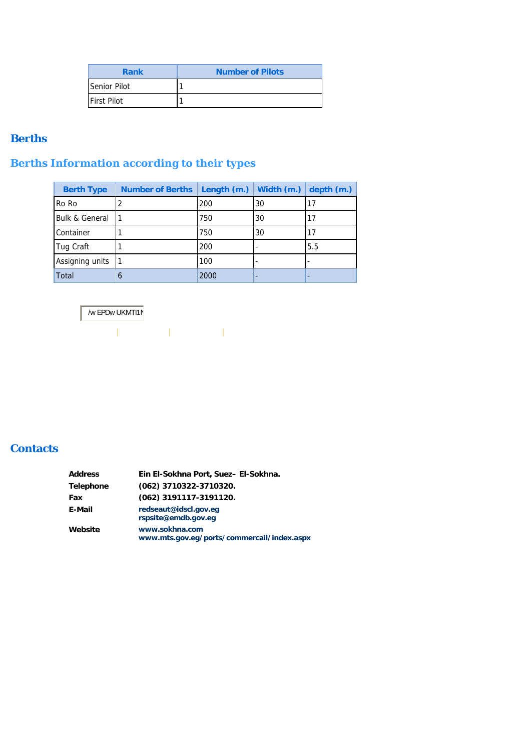| Rank | Number of Pilots |
| --- | --- |
| Senior Pilot | 1 |
| First Pilot | 1 |

## Berths

### Berths Information according to their types

| Berth Type | Number of Berths | Length (m.) | Width (m.) | depth (m.) |
| --- | --- | --- | --- | --- |
| Ro Ro | 2 | 200 | 30 | 17 |
| Bulk & General | 1 | 750 | 30 | 17 |
| Container | 1 | 750 | 30 | 17 |
| Tug Craft | 1 | 200 | - | 5.5 |
| Assigning units | 1 | 100 | - | - |
| Total | 6 | 2000 | - | - |

/w EPDw UKMTI1N

## Contacts

| | |
| --- | --- |
| **Address** | **Ein El-Sokhna Port, Suez– El-Sokhna.** |
| **Telephone** | **(062) 3710322-3710320.** |
| **Fax** | **(062) 3191117-3191120.** |
| **E-Mail** | **redseaut@idscl.gov.eg**<br>**rspsite@emdb.gov.eg** |
| **Website** | **www.sokhna.com**<br>**www.mts.gov.eg/ports/commercail/index.aspx** |